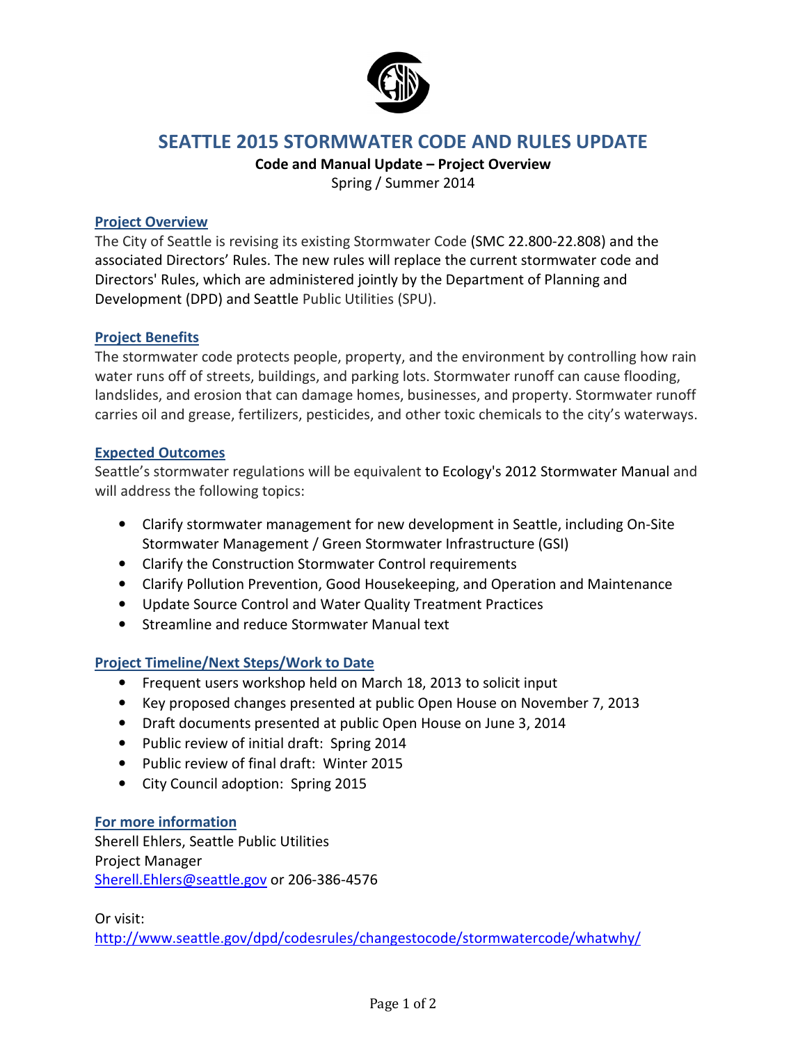# SEATTLE 2015 STORMWATER CODE AND RULES UPDATE

**Code and Manual Update – Project Overview**

Spring / Summer 2014

## Project Overview

The City of Seattle is revising its existing Stormwater Code (SMC 22.800-22.808) and the associated Directors' Rules. The new rules will replace the current stormwater code and Directors' Rules, which are administered jointly by the Department of Planning and Development (DPD) and Seattle Public Utilities (SPU).

## Project Benefits

The stormwater code protects people, property, and the environment by controlling how rain water runs off of streets, buildings, and parking lots. Stormwater runoff can cause flooding, landslides, and erosion that can damage homes, businesses, and property. Stormwater runoff carries oil and grease, fertilizers, pesticides, and other toxic chemicals to the city's waterways.

## Expected Outcomes

Seattle's stormwater regulations will be equivalent to Ecology's 2012 Stormwater Manual and will address the following topics:

- Clarify stormwater management for new development in Seattle, including On-Site Stormwater Management / Green Stormwater Infrastructure (GSI)
- Clarify the Construction Stormwater Control requirements
- Clarify Pollution Prevention, Good Housekeeping, and Operation and Maintenance
- Update Source Control and Water Quality Treatment Practices
- Streamline and reduce Stormwater Manual text

## Project Timeline/Next Steps/Work to Date

- Frequent users workshop held on March 18, 2013 to solicit input
- Key proposed changes presented at public Open House on November 7, 2013
- Draft documents presented at public Open House on June 3, 2014
- Public review of initial draft: Spring 2014
- Public review of final draft: Winter 2015
- City Council adoption: Spring 2015

## For more information

Sherell Ehlers, Seattle Public Utilities
Project Manager
Sherell.Ehlers@seattle.gov or 206-386-4576

Or visit:
http://www.seattle.gov/dpd/codesrules/changestocode/stormwatercode/whatwhy/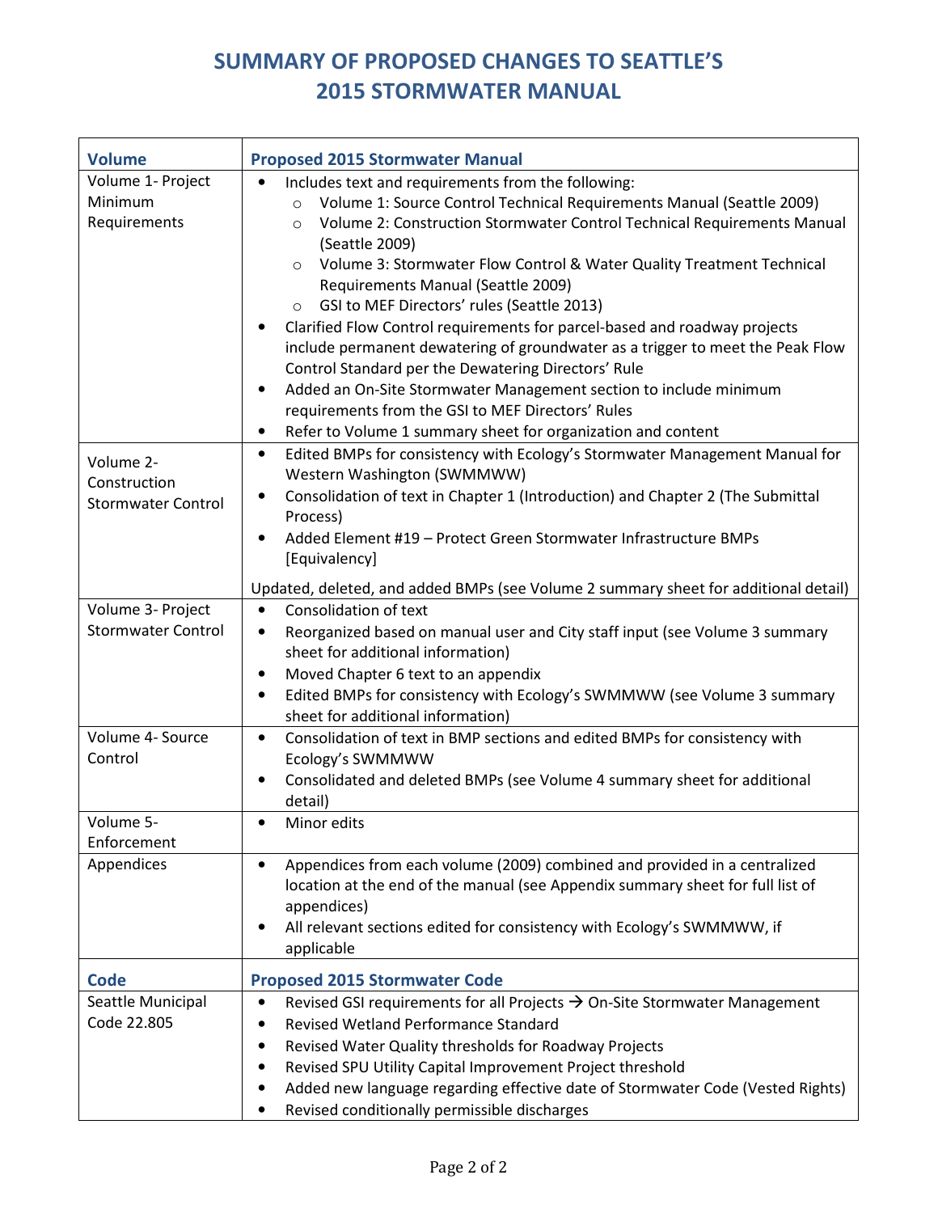# SUMMARY OF PROPOSED CHANGES TO SEATTLE'S 2015 STORMWATER MANUAL

| Volume | Proposed 2015 Stormwater Manual |
|---|---|
| Volume 1- Project Minimum Requirements | • Includes text and requirements from the following:<br>  ○ Volume 1: Source Control Technical Requirements Manual (Seattle 2009)<br>  ○ Volume 2: Construction Stormwater Control Technical Requirements Manual (Seattle 2009)<br>  ○ Volume 3: Stormwater Flow Control & Water Quality Treatment Technical Requirements Manual (Seattle 2009)<br>  ○ GSI to MEF Directors' rules (Seattle 2013)<br>• Clarified Flow Control requirements for parcel-based and roadway projects include permanent dewatering of groundwater as a trigger to meet the Peak Flow Control Standard per the Dewatering Directors' Rule<br>• Added an On-Site Stormwater Management section to include minimum requirements from the GSI to MEF Directors' Rules<br>• Refer to Volume 1 summary sheet for organization and content |
| Volume 2- Construction Stormwater Control | • Edited BMPs for consistency with Ecology's Stormwater Management Manual for Western Washington (SWMMWW)<br>• Consolidation of text in Chapter 1 (Introduction) and Chapter 2 (The Submittal Process)<br>• Added Element #19 – Protect Green Stormwater Infrastructure BMPs [Equivalency]<br><br>Updated, deleted, and added BMPs (see Volume 2 summary sheet for additional detail) |
| Volume 3- Project Stormwater Control | • Consolidation of text<br>• Reorganized based on manual user and City staff input (see Volume 3 summary sheet for additional information)<br>• Moved Chapter 6 text to an appendix<br>• Edited BMPs for consistency with Ecology's SWMMWW (see Volume 3 summary sheet for additional information) |
| Volume 4- Source Control | • Consolidation of text in BMP sections and edited BMPs for consistency with Ecology's SWMMWW<br>• Consolidated and deleted BMPs (see Volume 4 summary sheet for additional detail) |
| Volume 5- Enforcement | • Minor edits |
| Appendices | • Appendices from each volume (2009) combined and provided in a centralized location at the end of the manual (see Appendix summary sheet for full list of appendices)<br>• All relevant sections edited for consistency with Ecology's SWMMWW, if applicable |
| **Code** | **Proposed 2015 Stormwater Code** |
| Seattle Municipal Code 22.805 | • Revised GSI requirements for all Projects → On-Site Stormwater Management<br>• Revised Wetland Performance Standard<br>• Revised Water Quality thresholds for Roadway Projects<br>• Revised SPU Utility Capital Improvement Project threshold<br>• Added new language regarding effective date of Stormwater Code (Vested Rights)<br>• Revised conditionally permissible discharges |